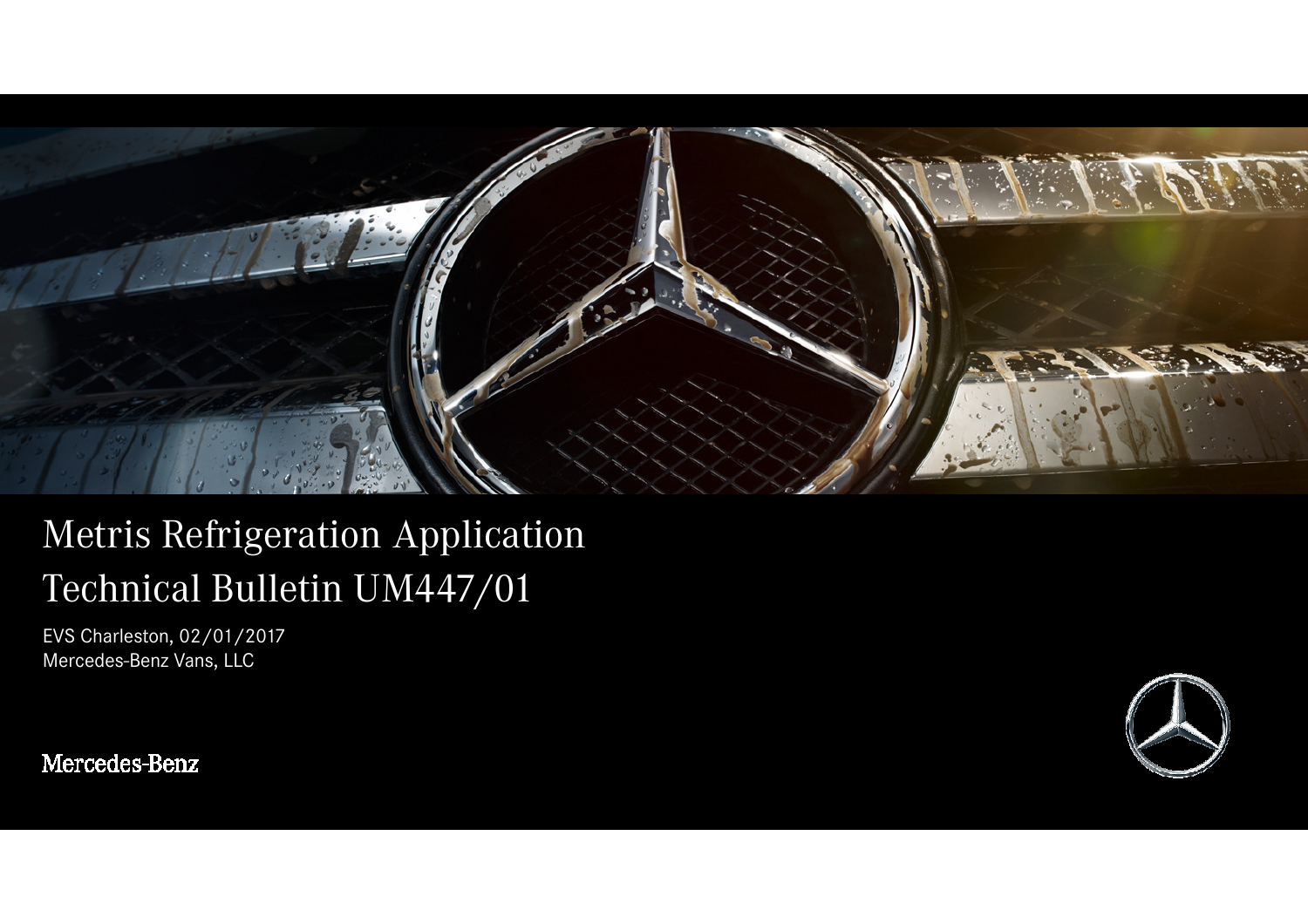# Metris Refrigeration Application
# Technical Bulletin UM447/01

EVS Charleston, 02/01/2017
Mercedes-Benz Vans, LLC

Mercedes-Benz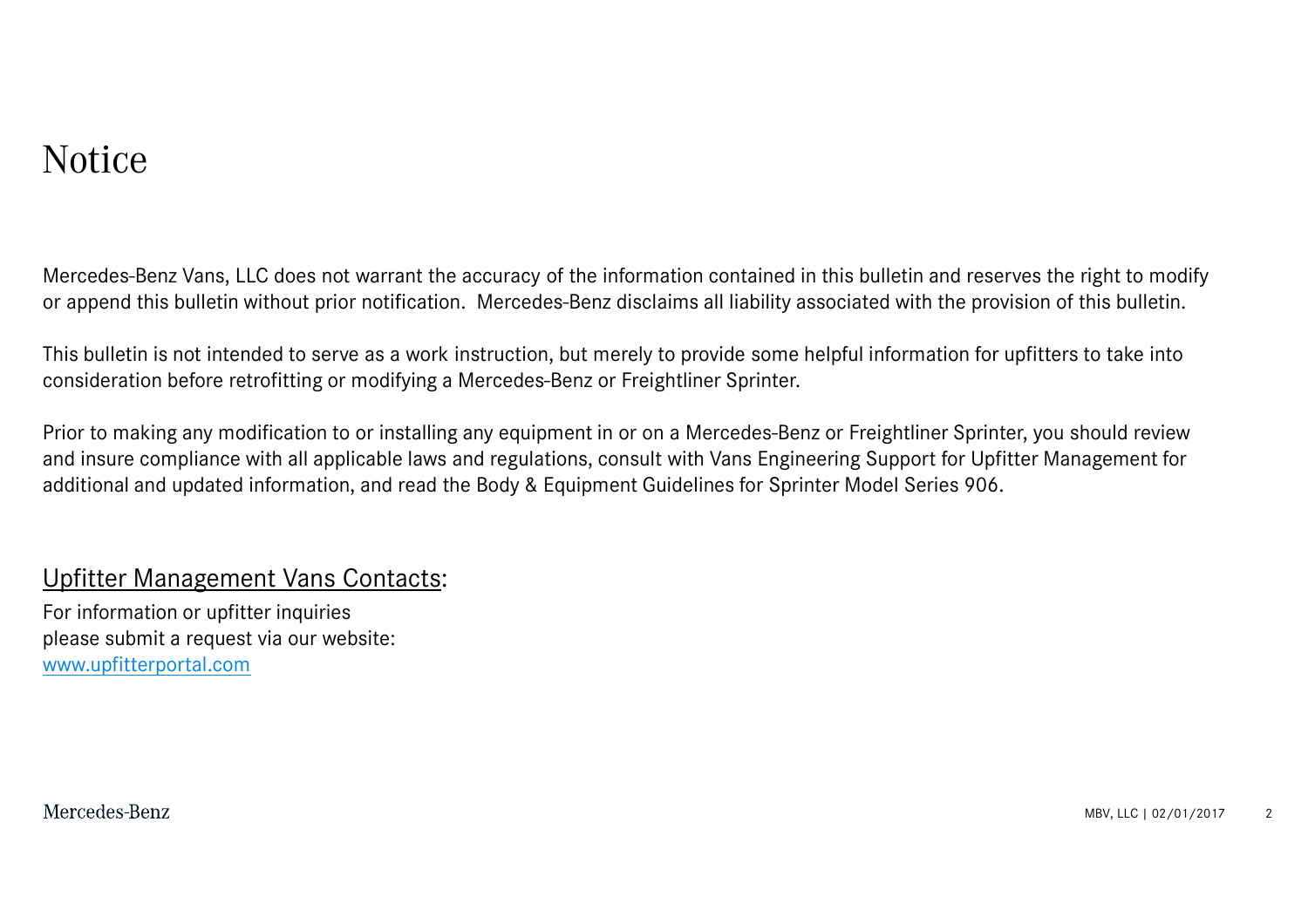# Notice

Mercedes-Benz Vans, LLC does not warrant the accuracy of the information contained in this bulletin and reserves the right to modify or append this bulletin without prior notification.  Mercedes-Benz disclaims all liability associated with the provision of this bulletin.

This bulletin is not intended to serve as a work instruction, but merely to provide some helpful information for upfitters to take into consideration before retrofitting or modifying a Mercedes-Benz or Freightliner Sprinter.

Prior to making any modification to or installing any equipment in or on a Mercedes-Benz or Freightliner Sprinter, you should review and insure compliance with all applicable laws and regulations, consult with Vans Engineering Support for Upfitter Management for additional and updated information, and read the Body & Equipment Guidelines for Sprinter Model Series 906.

## Upfitter Management Vans Contacts:

For information or upfitter inquiries
please submit a request via our website:
[www.upfitterportal.com](http://www.upfitterportal.com)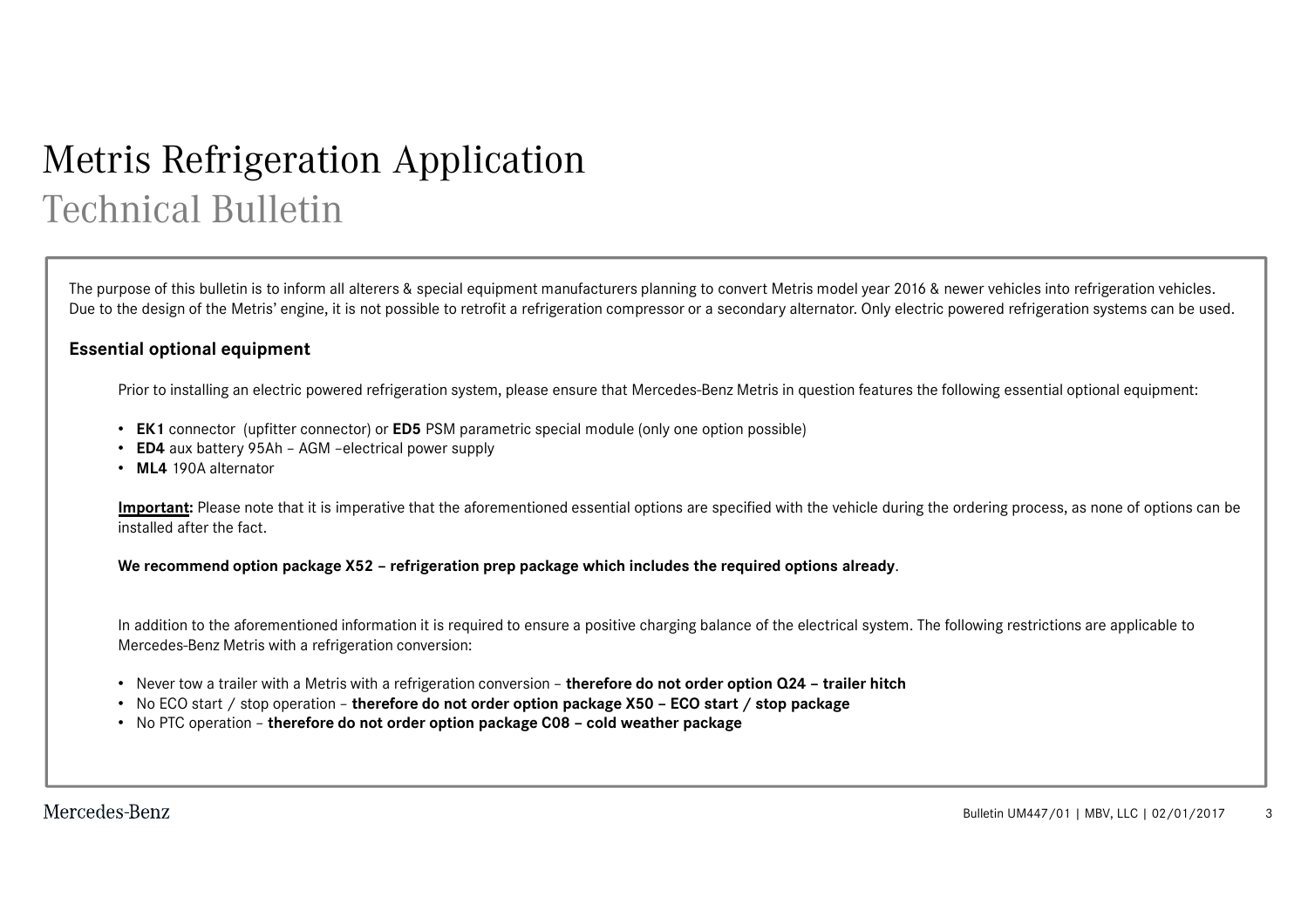# Metris Refrigeration Application

## Technical Bulletin

The purpose of this bulletin is to inform all alterers & special equipment manufacturers planning to convert Metris model year 2016 & newer vehicles into refrigeration vehicles. Due to the design of the Metris' engine, it is not possible to retrofit a refrigeration compressor or a secondary alternator. Only electric powered refrigeration systems can be used.

### Essential optional equipment

Prior to installing an electric powered refrigeration system, please ensure that Mercedes-Benz Metris in question features the following essential optional equipment:

- **EK1** connector (upfitter connector) or **ED5** PSM parametric special module (only one option possible)
- **ED4** aux battery 95Ah – AGM –electrical power supply
- **ML4** 190A alternator

**Important:** Please note that it is imperative that the aforementioned essential options are specified with the vehicle during the ordering process, as none of options can be installed after the fact.

**We recommend option package X52 – refrigeration prep package which includes the required options already**.

In addition to the aforementioned information it is required to ensure a positive charging balance of the electrical system. The following restrictions are applicable to Mercedes-Benz Metris with a refrigeration conversion:

- Never tow a trailer with a Metris with a refrigeration conversion – **therefore do not order option Q24 – trailer hitch**
- No ECO start / stop operation – **therefore do not order option package X50 – ECO start / stop package**
- No PTC operation – **therefore do not order option package C08 – cold weather package**

Mercedes-Benz

Bulletin UM447/01 | MBV, LLC | 02/01/2017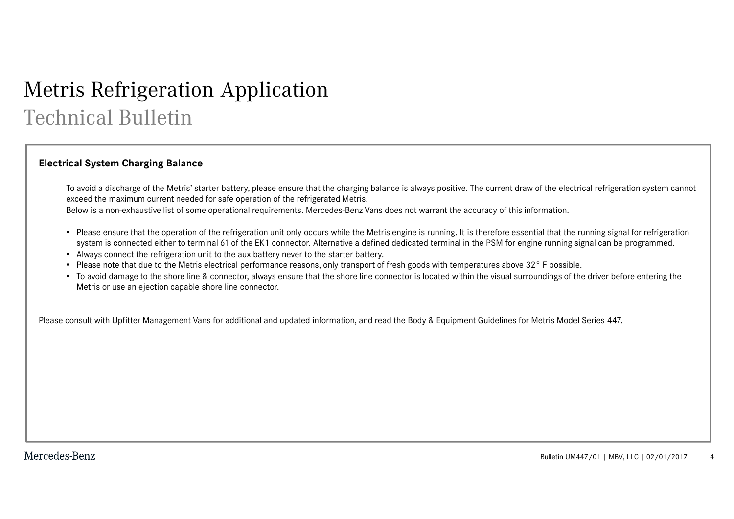# Metris Refrigeration Application

## Technical Bulletin

### Electrical System Charging Balance

To avoid a discharge of the Metris' starter battery, please ensure that the charging balance is always positive. The current draw of the electrical refrigeration system cannot exceed the maximum current needed for safe operation of the refrigerated Metris.
Below is a non-exhaustive list of some operational requirements. Mercedes-Benz Vans does not warrant the accuracy of this information.

- Please ensure that the operation of the refrigeration unit only occurs while the Metris engine is running. It is therefore essential that the running signal for refrigeration system is connected either to terminal 61 of the EK1 connector. Alternative a defined dedicated terminal in the PSM for engine running signal can be programmed.
- Always connect the refrigeration unit to the aux battery never to the starter battery.
- Please note that due to the Metris electrical performance reasons, only transport of fresh goods with temperatures above 32° F possible.
- To avoid damage to the shore line & connector, always ensure that the shore line connector is located within the visual surroundings of the driver before entering the Metris or use an ejection capable shore line connector.

Please consult with Upfitter Management Vans for additional and updated information, and read the Body & Equipment Guidelines for Metris Model Series 447.